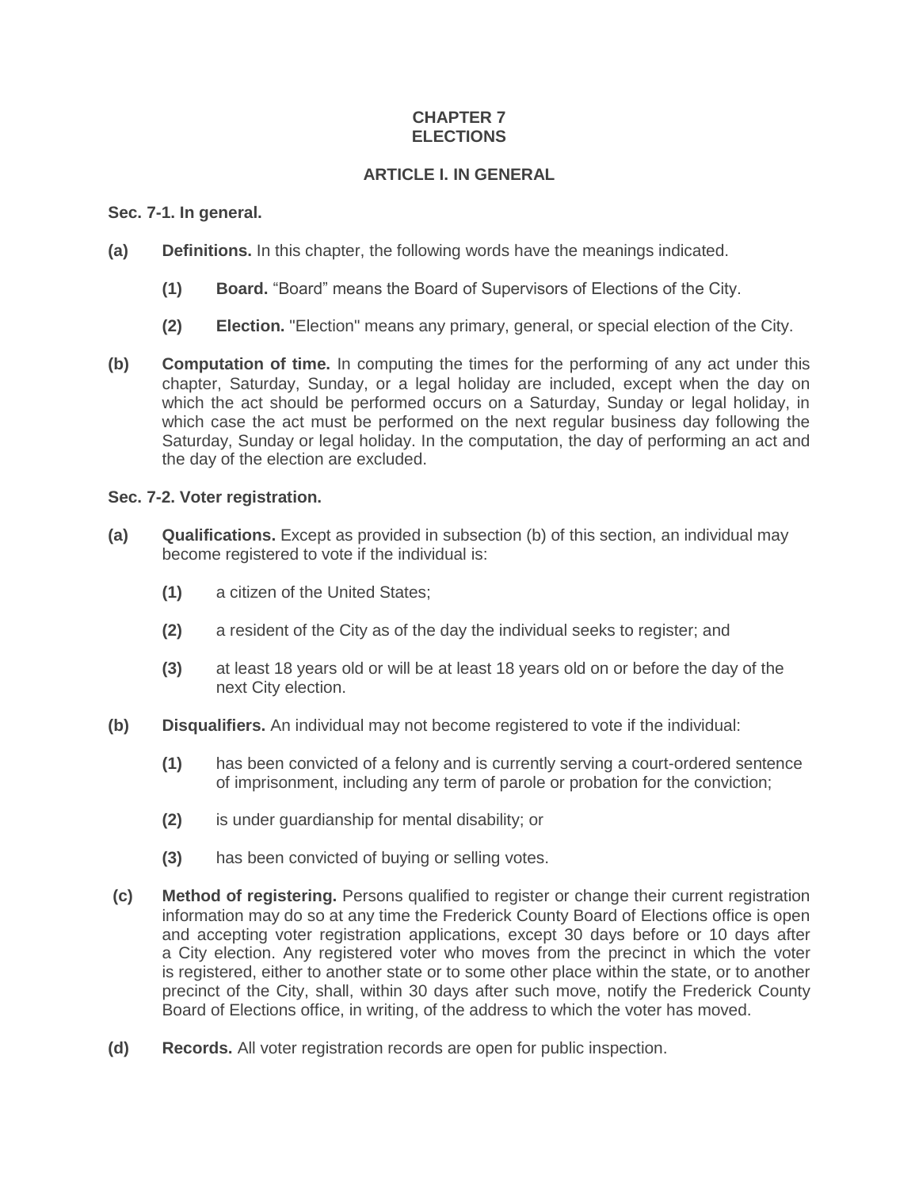# CHAPTER 7
# ELECTIONS

## ARTICLE I. IN GENERAL

### Sec. 7-1. In general.

**(a)** **Definitions.** In this chapter, the following words have the meanings indicated.

- **(1)** **Board.** "Board" means the Board of Supervisors of Elections of the City.
- **(2)** **Election.** "Election" means any primary, general, or special election of the City.

**(b)** **Computation of time.** In computing the times for the performing of any act under this chapter, Saturday, Sunday, or a legal holiday are included, except when the day on which the act should be performed occurs on a Saturday, Sunday or legal holiday, in which case the act must be performed on the next regular business day following the Saturday, Sunday or legal holiday. In the computation, the day of performing an act and the day of the election are excluded.

### Sec. 7-2. Voter registration.

**(a)** **Qualifications.** Except as provided in subsection (b) of this section, an individual may become registered to vote if the individual is:

- **(1)** a citizen of the United States;
- **(2)** a resident of the City as of the day the individual seeks to register; and
- **(3)** at least 18 years old or will be at least 18 years old on or before the day of the next City election.

**(b)** **Disqualifiers.** An individual may not become registered to vote if the individual:

- **(1)** has been convicted of a felony and is currently serving a court-ordered sentence of imprisonment, including any term of parole or probation for the conviction;
- **(2)** is under guardianship for mental disability; or
- **(3)** has been convicted of buying or selling votes.

**(c)** **Method of registering.** Persons qualified to register or change their current registration information may do so at any time the Frederick County Board of Elections office is open and accepting voter registration applications, except 30 days before or 10 days after a City election. Any registered voter who moves from the precinct in which the voter is registered, either to another state or to some other place within the state, or to another precinct of the City, shall, within 30 days after such move, notify the Frederick County Board of Elections office, in writing, of the address to which the voter has moved.

**(d)** **Records.** All voter registration records are open for public inspection.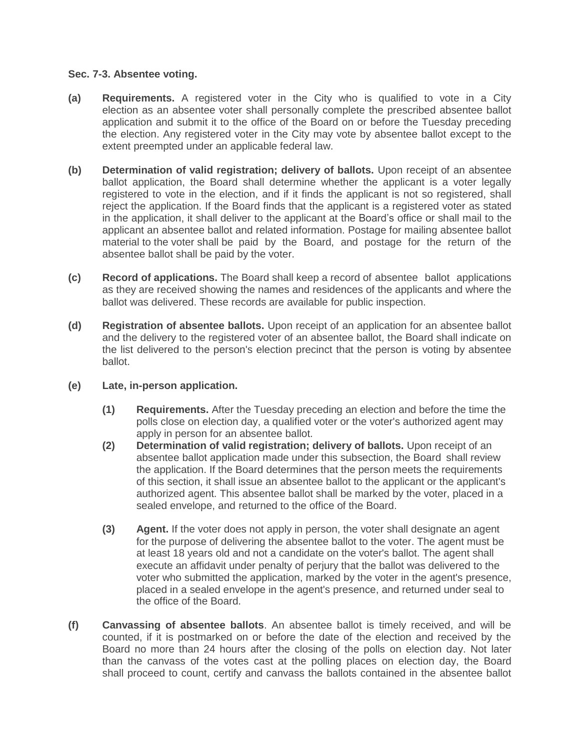**Sec. 7-3. Absentee voting.**

**(a)** **Requirements.** A registered voter in the City who is qualified to vote in a City election as an absentee voter shall personally complete the prescribed absentee ballot application and submit it to the office of the Board on or before the Tuesday preceding the election. Any registered voter in the City may vote by absentee ballot except to the extent preempted under an applicable federal law.

**(b)** **Determination of valid registration; delivery of ballots.** Upon receipt of an absentee ballot application, the Board shall determine whether the applicant is a voter legally registered to vote in the election, and if it finds the applicant is not so registered, shall reject the application. If the Board finds that the applicant is a registered voter as stated in the application, it shall deliver to the applicant at the Board's office or shall mail to the applicant an absentee ballot and related information. Postage for mailing absentee ballot material to the voter shall be paid by the Board, and postage for the return of the absentee ballot shall be paid by the voter.

**(c)** **Record of applications.** The Board shall keep a record of absentee ballot applications as they are received showing the names and residences of the applicants and where the ballot was delivered. These records are available for public inspection.

**(d)** **Registration of absentee ballots.** Upon receipt of an application for an absentee ballot and the delivery to the registered voter of an absentee ballot, the Board shall indicate on the list delivered to the person's election precinct that the person is voting by absentee ballot.

**(e)** **Late, in-person application.**

- **(1)** **Requirements.** After the Tuesday preceding an election and before the time the polls close on election day, a qualified voter or the voter's authorized agent may apply in person for an absentee ballot.
- **(2)** **Determination of valid registration; delivery of ballots.** Upon receipt of an absentee ballot application made under this subsection, the Board shall review the application. If the Board determines that the person meets the requirements of this section, it shall issue an absentee ballot to the applicant or the applicant's authorized agent. This absentee ballot shall be marked by the voter, placed in a sealed envelope, and returned to the office of the Board.
- **(3)** **Agent.** If the voter does not apply in person, the voter shall designate an agent for the purpose of delivering the absentee ballot to the voter. The agent must be at least 18 years old and not a candidate on the voter's ballot. The agent shall execute an affidavit under penalty of perjury that the ballot was delivered to the voter who submitted the application, marked by the voter in the agent's presence, placed in a sealed envelope in the agent's presence, and returned under seal to the office of the Board.

**(f)** **Canvassing of absentee ballots**. An absentee ballot is timely received, and will be counted, if it is postmarked on or before the date of the election and received by the Board no more than 24 hours after the closing of the polls on election day. Not later than the canvass of the votes cast at the polling places on election day, the Board shall proceed to count, certify and canvass the ballots contained in the absentee ballot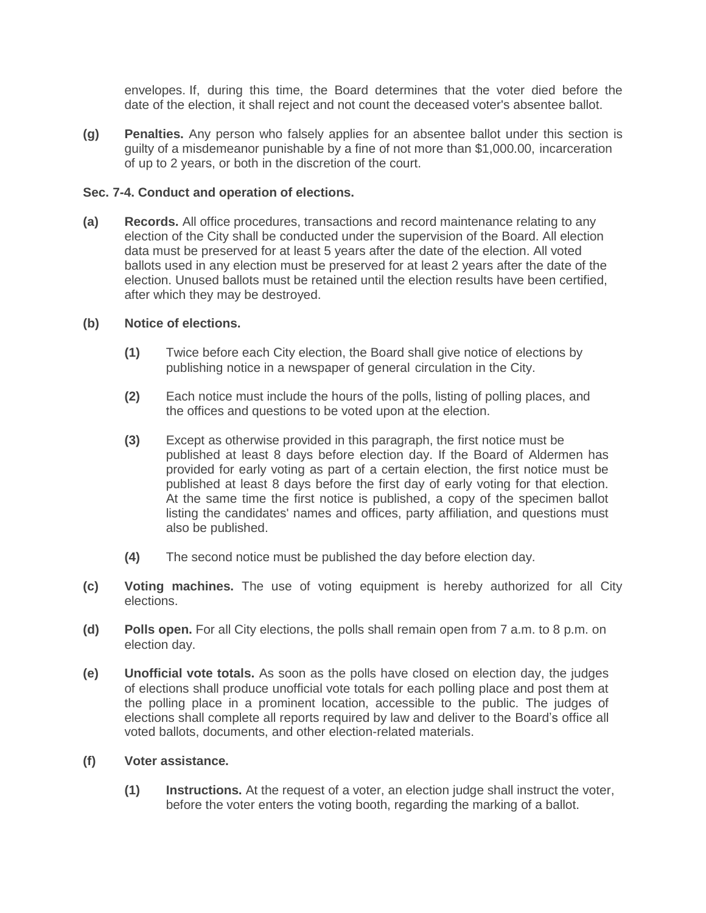envelopes. If, during this time, the Board determines that the voter died before the date of the election, it shall reject and not count the deceased voter's absentee ballot.

**(g)** **Penalties.** Any person who falsely applies for an absentee ballot under this section is guilty of a misdemeanor punishable by a fine of not more than $1,000.00, incarceration of up to 2 years, or both in the discretion of the court.

**Sec. 7-4. Conduct and operation of elections.**

**(a)** **Records.** All office procedures, transactions and record maintenance relating to any election of the City shall be conducted under the supervision of the Board. All election data must be preserved for at least 5 years after the date of the election. All voted ballots used in any election must be preserved for at least 2 years after the date of the election. Unused ballots must be retained until the election results have been certified, after which they may be destroyed.

**(b)** **Notice of elections.**

**(1)** Twice before each City election, the Board shall give notice of elections by publishing notice in a newspaper of general circulation in the City.

**(2)** Each notice must include the hours of the polls, listing of polling places, and the offices and questions to be voted upon at the election.

**(3)** Except as otherwise provided in this paragraph, the first notice must be published at least 8 days before election day. If the Board of Aldermen has provided for early voting as part of a certain election, the first notice must be published at least 8 days before the first day of early voting for that election. At the same time the first notice is published, a copy of the specimen ballot listing the candidates' names and offices, party affiliation, and questions must also be published.

**(4)** The second notice must be published the day before election day.

**(c)** **Voting machines.** The use of voting equipment is hereby authorized for all City elections.

**(d)** **Polls open.** For all City elections, the polls shall remain open from 7 a.m. to 8 p.m. on election day.

**(e)** **Unofficial vote totals.** As soon as the polls have closed on election day, the judges of elections shall produce unofficial vote totals for each polling place and post them at the polling place in a prominent location, accessible to the public. The judges of elections shall complete all reports required by law and deliver to the Board's office all voted ballots, documents, and other election-related materials.

**(f)** **Voter assistance.**

**(1)** **Instructions.** At the request of a voter, an election judge shall instruct the voter, before the voter enters the voting booth, regarding the marking of a ballot.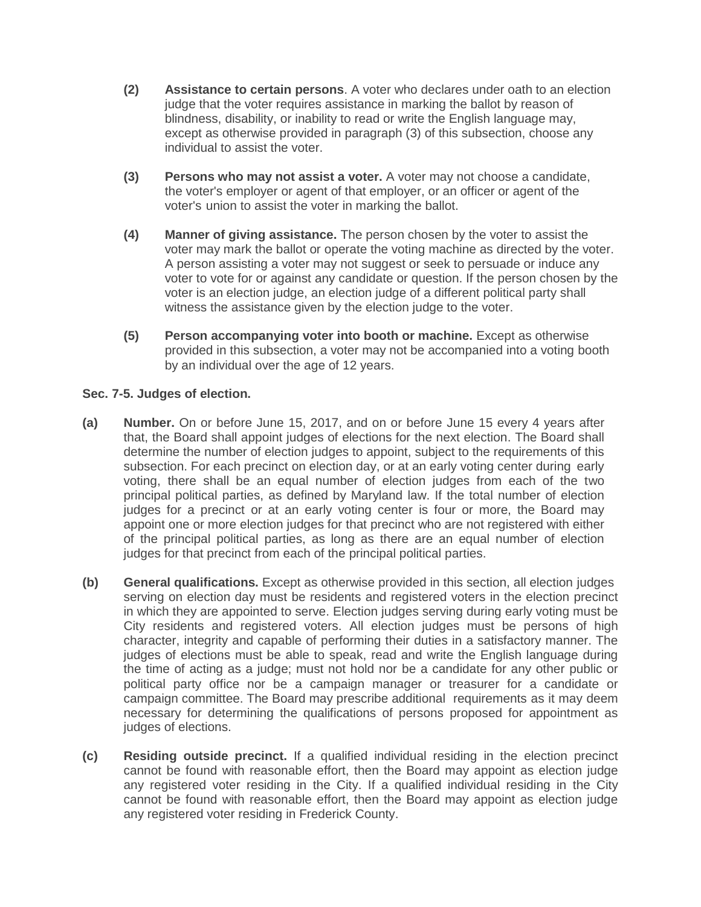**(2)** **Assistance to certain persons**. A voter who declares under oath to an election judge that the voter requires assistance in marking the ballot by reason of blindness, disability, or inability to read or write the English language may, except as otherwise provided in paragraph (3) of this subsection, choose any individual to assist the voter.

**(3)** **Persons who may not assist a voter.** A voter may not choose a candidate, the voter's employer or agent of that employer, or an officer or agent of the voter's union to assist the voter in marking the ballot.

**(4)** **Manner of giving assistance.** The person chosen by the voter to assist the voter may mark the ballot or operate the voting machine as directed by the voter. A person assisting a voter may not suggest or seek to persuade or induce any voter to vote for or against any candidate or question. If the person chosen by the voter is an election judge, an election judge of a different political party shall witness the assistance given by the election judge to the voter.

**(5)** **Person accompanying voter into booth or machine.** Except as otherwise provided in this subsection, a voter may not be accompanied into a voting booth by an individual over the age of 12 years.

**Sec. 7-5. Judges of election.**

**(a)** **Number.** On or before June 15, 2017, and on or before June 15 every 4 years after that, the Board shall appoint judges of elections for the next election. The Board shall determine the number of election judges to appoint, subject to the requirements of this subsection. For each precinct on election day, or at an early voting center during early voting, there shall be an equal number of election judges from each of the two principal political parties, as defined by Maryland law. If the total number of election judges for a precinct or at an early voting center is four or more, the Board may appoint one or more election judges for that precinct who are not registered with either of the principal political parties, as long as there are an equal number of election judges for that precinct from each of the principal political parties.

**(b)** **General qualifications.** Except as otherwise provided in this section, all election judges serving on election day must be residents and registered voters in the election precinct in which they are appointed to serve. Election judges serving during early voting must be City residents and registered voters. All election judges must be persons of high character, integrity and capable of performing their duties in a satisfactory manner. The judges of elections must be able to speak, read and write the English language during the time of acting as a judge; must not hold nor be a candidate for any other public or political party office nor be a campaign manager or treasurer for a candidate or campaign committee. The Board may prescribe additional requirements as it may deem necessary for determining the qualifications of persons proposed for appointment as judges of elections.

**(c)** **Residing outside precinct.** If a qualified individual residing in the election precinct cannot be found with reasonable effort, then the Board may appoint as election judge any registered voter residing in the City. If a qualified individual residing in the City cannot be found with reasonable effort, then the Board may appoint as election judge any registered voter residing in Frederick County.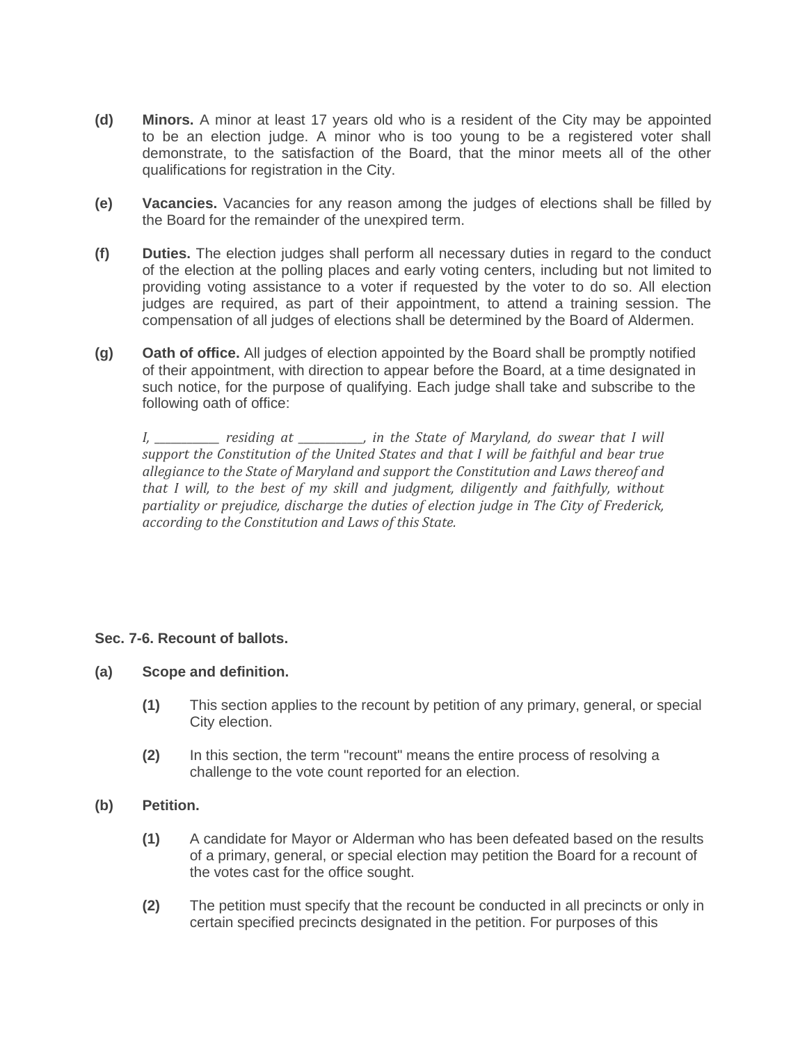**(d)** **Minors.** A minor at least 17 years old who is a resident of the City may be appointed to be an election judge. A minor who is too young to be a registered voter shall demonstrate, to the satisfaction of the Board, that the minor meets all of the other qualifications for registration in the City.

**(e)** **Vacancies.** Vacancies for any reason among the judges of elections shall be filled by the Board for the remainder of the unexpired term.

**(f)** **Duties.** The election judges shall perform all necessary duties in regard to the conduct of the election at the polling places and early voting centers, including but not limited to providing voting assistance to a voter if requested by the voter to do so. All election judges are required, as part of their appointment, to attend a training session. The compensation of all judges of elections shall be determined by the Board of Aldermen.

**(g)** **Oath of office.** All judges of election appointed by the Board shall be promptly notified of their appointment, with direction to appear before the Board, at a time designated in such notice, for the purpose of qualifying. Each judge shall take and subscribe to the following oath of office:

> *I, __________ residing at __________, in the State of Maryland, do swear that I will support the Constitution of the United States and that I will be faithful and bear true allegiance to the State of Maryland and support the Constitution and Laws thereof and that I will, to the best of my skill and judgment, diligently and faithfully, without partiality or prejudice, discharge the duties of election judge in The City of Frederick, according to the Constitution and Laws of this State.*

**Sec. 7-6. Recount of ballots.**

**(a)** **Scope and definition.**

**(1)** This section applies to the recount by petition of any primary, general, or special City election.

**(2)** In this section, the term "recount" means the entire process of resolving a challenge to the vote count reported for an election.

**(b)** **Petition.**

**(1)** A candidate for Mayor or Alderman who has been defeated based on the results of a primary, general, or special election may petition the Board for a recount of the votes cast for the office sought.

**(2)** The petition must specify that the recount be conducted in all precincts or only in certain specified precincts designated in the petition. For purposes of this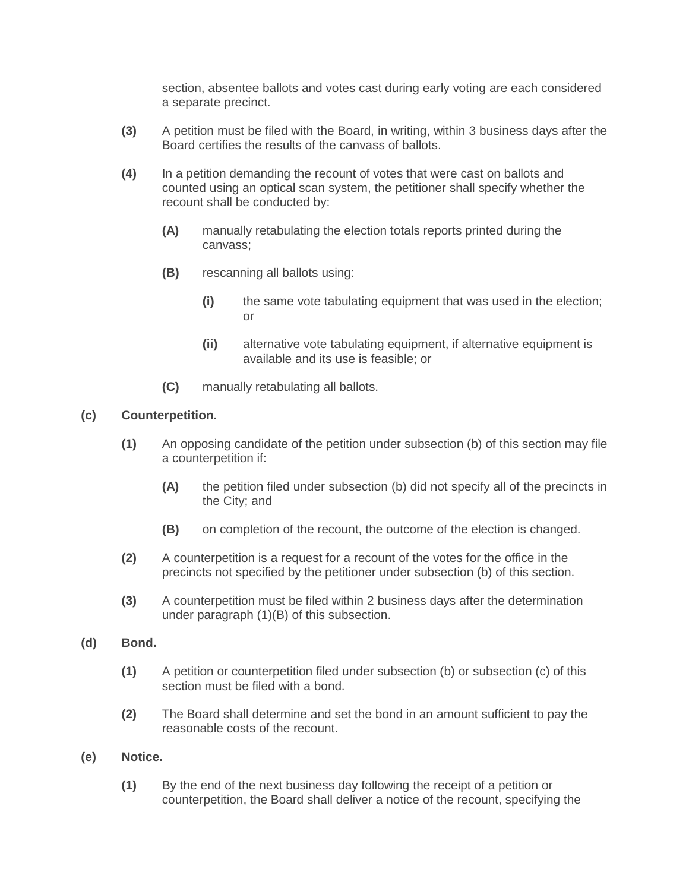section, absentee ballots and votes cast during early voting are each considered a separate precinct.

**(3)** A petition must be filed with the Board, in writing, within 3 business days after the Board certifies the results of the canvass of ballots.

**(4)** In a petition demanding the recount of votes that were cast on ballots and counted using an optical scan system, the petitioner shall specify whether the recount shall be conducted by:

**(A)** manually retabulating the election totals reports printed during the canvass;

**(B)** rescanning all ballots using:

**(i)** the same vote tabulating equipment that was used in the election; or

**(ii)** alternative vote tabulating equipment, if alternative equipment is available and its use is feasible; or

**(C)** manually retabulating all ballots.

**(c) Counterpetition.**

**(1)** An opposing candidate of the petition under subsection (b) of this section may file a counterpetition if:

**(A)** the petition filed under subsection (b) did not specify all of the precincts in the City; and

**(B)** on completion of the recount, the outcome of the election is changed.

**(2)** A counterpetition is a request for a recount of the votes for the office in the precincts not specified by the petitioner under subsection (b) of this section.

**(3)** A counterpetition must be filed within 2 business days after the determination under paragraph (1)(B) of this subsection.

**(d) Bond.**

**(1)** A petition or counterpetition filed under subsection (b) or subsection (c) of this section must be filed with a bond.

**(2)** The Board shall determine and set the bond in an amount sufficient to pay the reasonable costs of the recount.

**(e) Notice.**

**(1)** By the end of the next business day following the receipt of a petition or counterpetition, the Board shall deliver a notice of the recount, specifying the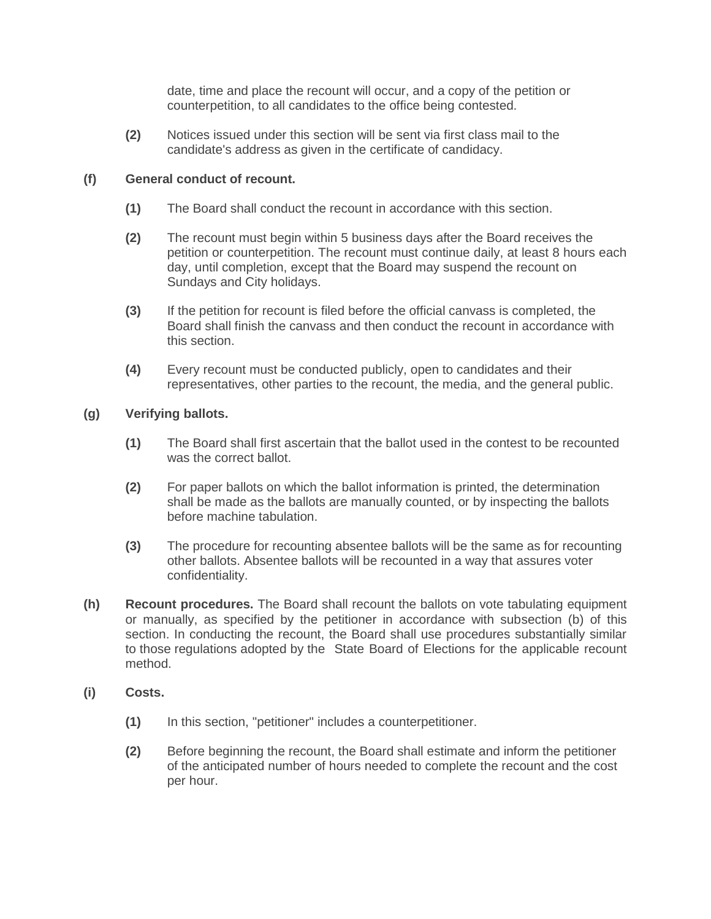date, time and place the recount will occur, and a copy of the petition or counterpetition, to all candidates to the office being contested.

**(2)** Notices issued under this section will be sent via first class mail to the candidate's address as given in the certificate of candidacy.

**(f) General conduct of recount.**

**(1)** The Board shall conduct the recount in accordance with this section.

**(2)** The recount must begin within 5 business days after the Board receives the petition or counterpetition. The recount must continue daily, at least 8 hours each day, until completion, except that the Board may suspend the recount on Sundays and City holidays.

**(3)** If the petition for recount is filed before the official canvass is completed, the Board shall finish the canvass and then conduct the recount in accordance with this section.

**(4)** Every recount must be conducted publicly, open to candidates and their representatives, other parties to the recount, the media, and the general public.

**(g) Verifying ballots.**

**(1)** The Board shall first ascertain that the ballot used in the contest to be recounted was the correct ballot.

**(2)** For paper ballots on which the ballot information is printed, the determination shall be made as the ballots are manually counted, or by inspecting the ballots before machine tabulation.

**(3)** The procedure for recounting absentee ballots will be the same as for recounting other ballots. Absentee ballots will be recounted in a way that assures voter confidentiality.

**(h) Recount procedures.** The Board shall recount the ballots on vote tabulating equipment or manually, as specified by the petitioner in accordance with subsection (b) of this section. In conducting the recount, the Board shall use procedures substantially similar to those regulations adopted by the State Board of Elections for the applicable recount method.

**(i) Costs.**

**(1)** In this section, "petitioner" includes a counterpetitioner.

**(2)** Before beginning the recount, the Board shall estimate and inform the petitioner of the anticipated number of hours needed to complete the recount and the cost per hour.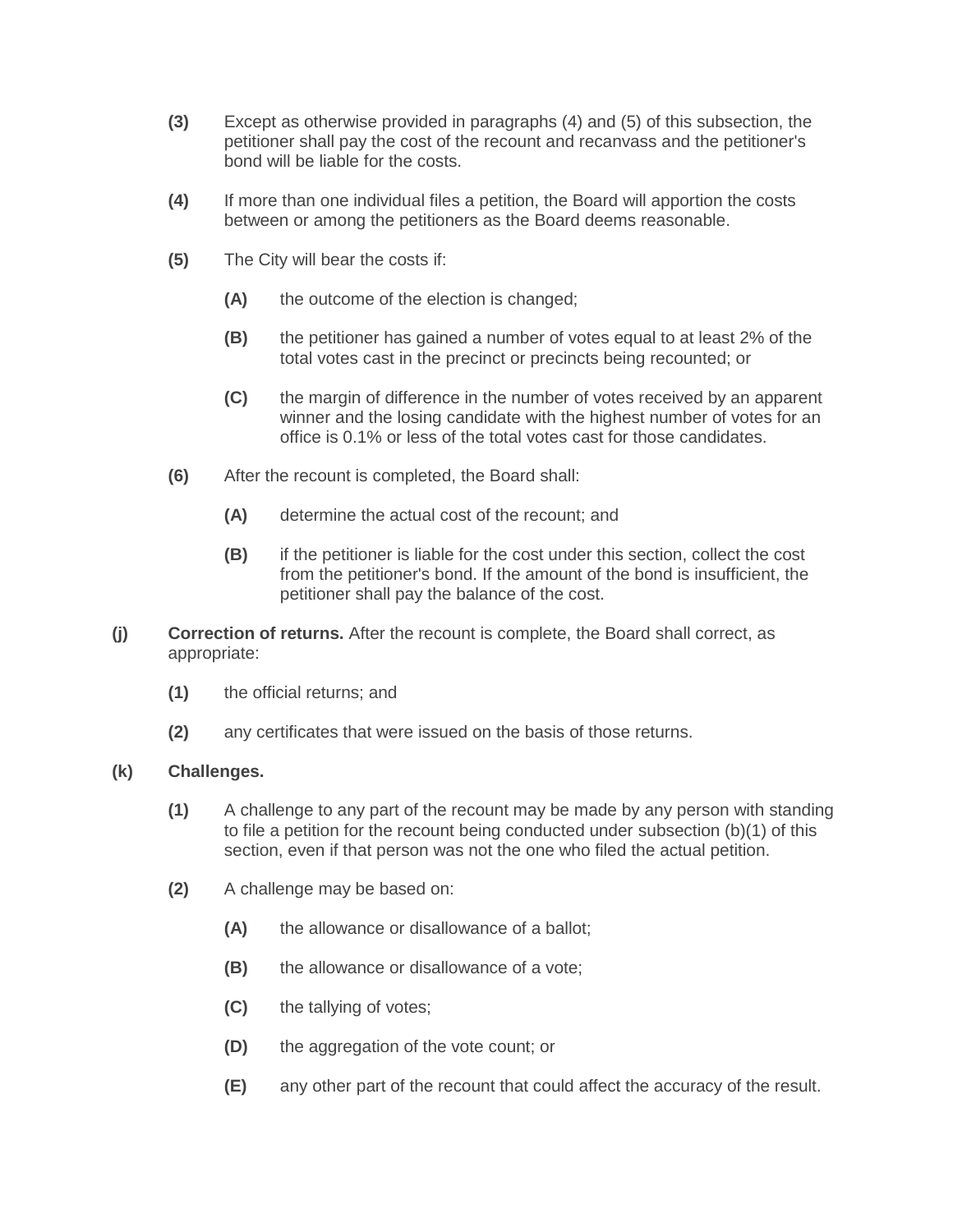**(3)** Except as otherwise provided in paragraphs (4) and (5) of this subsection, the petitioner shall pay the cost of the recount and recanvass and the petitioner's bond will be liable for the costs.

**(4)** If more than one individual files a petition, the Board will apportion the costs between or among the petitioners as the Board deems reasonable.

**(5)** The City will bear the costs if:

**(A)** the outcome of the election is changed;

**(B)** the petitioner has gained a number of votes equal to at least 2% of the total votes cast in the precinct or precincts being recounted; or

**(C)** the margin of difference in the number of votes received by an apparent winner and the losing candidate with the highest number of votes for an office is 0.1% or less of the total votes cast for those candidates.

**(6)** After the recount is completed, the Board shall:

**(A)** determine the actual cost of the recount; and

**(B)** if the petitioner is liable for the cost under this section, collect the cost from the petitioner's bond. If the amount of the bond is insufficient, the petitioner shall pay the balance of the cost.

**(j)** **Correction of returns.** After the recount is complete, the Board shall correct, as appropriate:

**(1)** the official returns; and

**(2)** any certificates that were issued on the basis of those returns.

**(k)** **Challenges.**

**(1)** A challenge to any part of the recount may be made by any person with standing to file a petition for the recount being conducted under subsection (b)(1) of this section, even if that person was not the one who filed the actual petition.

**(2)** A challenge may be based on:

**(A)** the allowance or disallowance of a ballot;

**(B)** the allowance or disallowance of a vote;

**(C)** the tallying of votes;

**(D)** the aggregation of the vote count; or

**(E)** any other part of the recount that could affect the accuracy of the result.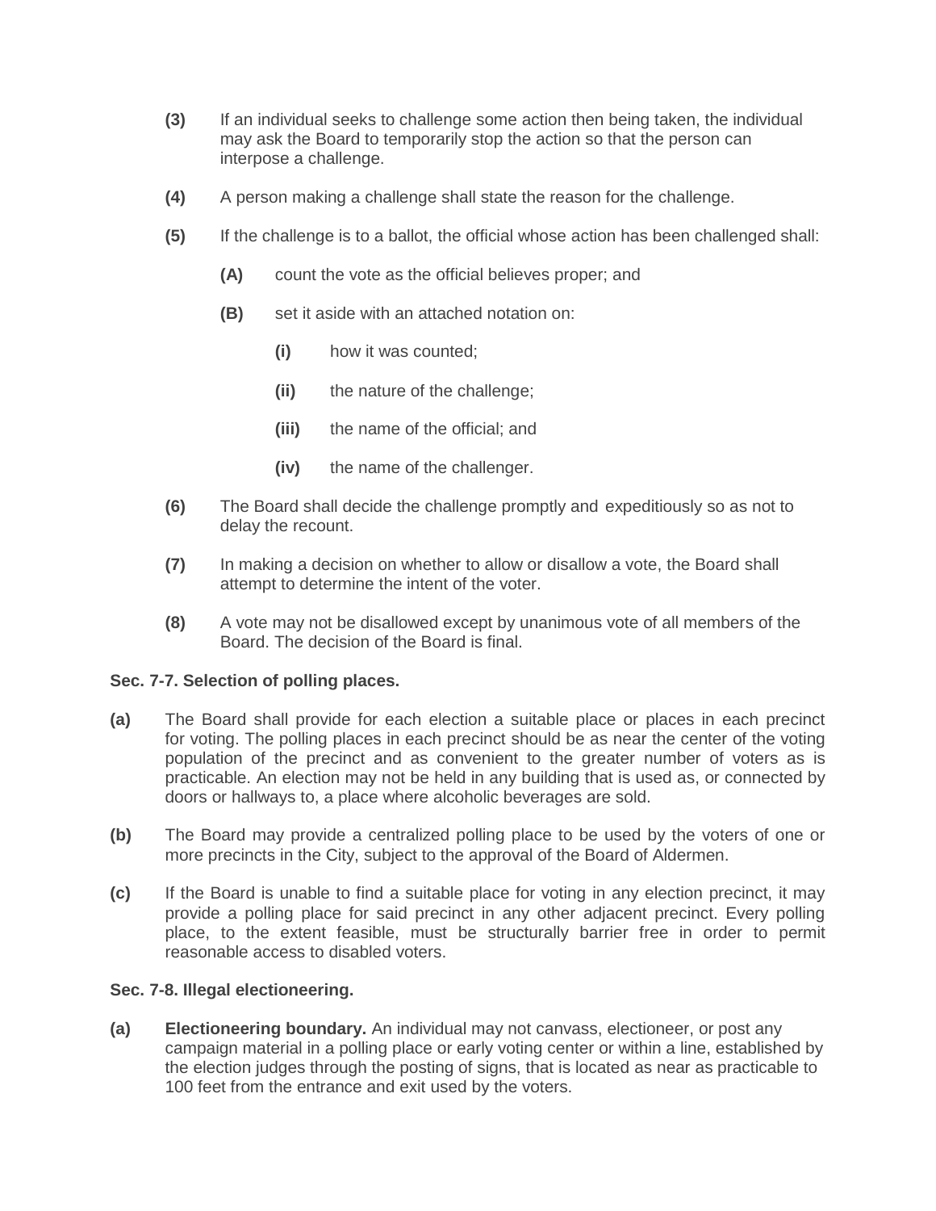**(3)** If an individual seeks to challenge some action then being taken, the individual may ask the Board to temporarily stop the action so that the person can interpose a challenge.

**(4)** A person making a challenge shall state the reason for the challenge.

**(5)** If the challenge is to a ballot, the official whose action has been challenged shall:

**(A)** count the vote as the official believes proper; and

**(B)** set it aside with an attached notation on:

**(i)** how it was counted;

**(ii)** the nature of the challenge;

**(iii)** the name of the official; and

**(iv)** the name of the challenger.

**(6)** The Board shall decide the challenge promptly and expeditiously so as not to delay the recount.

**(7)** In making a decision on whether to allow or disallow a vote, the Board shall attempt to determine the intent of the voter.

**(8)** A vote may not be disallowed except by unanimous vote of all members of the Board. The decision of the Board is final.

**Sec. 7-7. Selection of polling places.**

**(a)** The Board shall provide for each election a suitable place or places in each precinct for voting. The polling places in each precinct should be as near the center of the voting population of the precinct and as convenient to the greater number of voters as is practicable. An election may not be held in any building that is used as, or connected by doors or hallways to, a place where alcoholic beverages are sold.

**(b)** The Board may provide a centralized polling place to be used by the voters of one or more precincts in the City, subject to the approval of the Board of Aldermen.

**(c)** If the Board is unable to find a suitable place for voting in any election precinct, it may provide a polling place for said precinct in any other adjacent precinct. Every polling place, to the extent feasible, must be structurally barrier free in order to permit reasonable access to disabled voters.

**Sec. 7-8. Illegal electioneering.**

**(a)** **Electioneering boundary.** An individual may not canvass, electioneer, or post any campaign material in a polling place or early voting center or within a line, established by the election judges through the posting of signs, that is located as near as practicable to 100 feet from the entrance and exit used by the voters.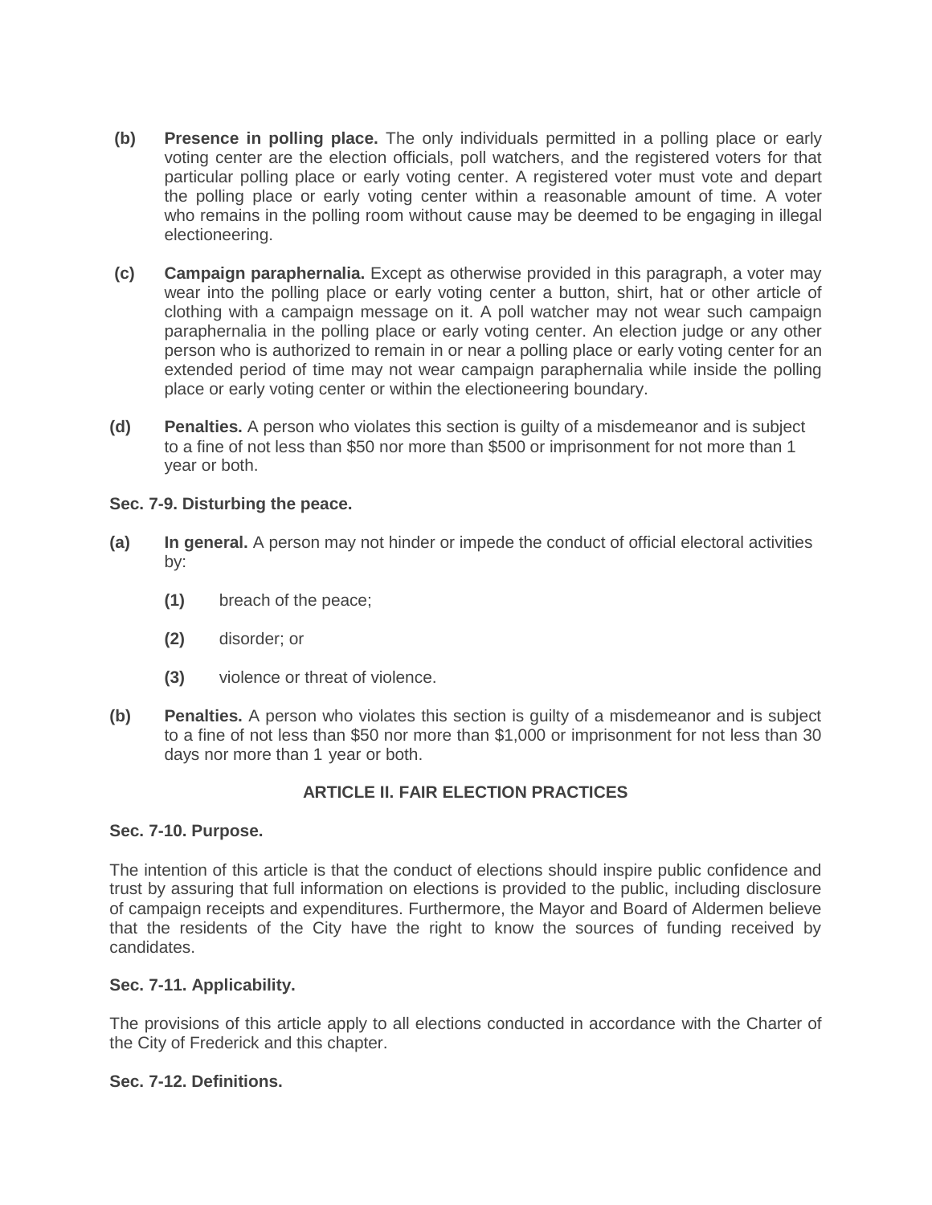**(b) Presence in polling place.** The only individuals permitted in a polling place or early voting center are the election officials, poll watchers, and the registered voters for that particular polling place or early voting center. A registered voter must vote and depart the polling place or early voting center within a reasonable amount of time. A voter who remains in the polling room without cause may be deemed to be engaging in illegal electioneering.

**(c) Campaign paraphernalia.** Except as otherwise provided in this paragraph, a voter may wear into the polling place or early voting center a button, shirt, hat or other article of clothing with a campaign message on it. A poll watcher may not wear such campaign paraphernalia in the polling place or early voting center. An election judge or any other person who is authorized to remain in or near a polling place or early voting center for an extended period of time may not wear campaign paraphernalia while inside the polling place or early voting center or within the electioneering boundary.

**(d) Penalties.** A person who violates this section is guilty of a misdemeanor and is subject to a fine of not less than $50 nor more than $500 or imprisonment for not more than 1 year or both.

**Sec. 7-9. Disturbing the peace.**

**(a) In general.** A person may not hinder or impede the conduct of official electoral activities by:

- **(1)** breach of the peace;
- **(2)** disorder; or
- **(3)** violence or threat of violence.

**(b) Penalties.** A person who violates this section is guilty of a misdemeanor and is subject to a fine of not less than $50 nor more than $1,000 or imprisonment for not less than 30 days nor more than 1 year or both.

## ARTICLE II. FAIR ELECTION PRACTICES

**Sec. 7-10. Purpose.**

The intention of this article is that the conduct of elections should inspire public confidence and trust by assuring that full information on elections is provided to the public, including disclosure of campaign receipts and expenditures. Furthermore, the Mayor and Board of Aldermen believe that the residents of the City have the right to know the sources of funding received by candidates.

**Sec. 7-11. Applicability.**

The provisions of this article apply to all elections conducted in accordance with the Charter of the City of Frederick and this chapter.

**Sec. 7-12. Definitions.**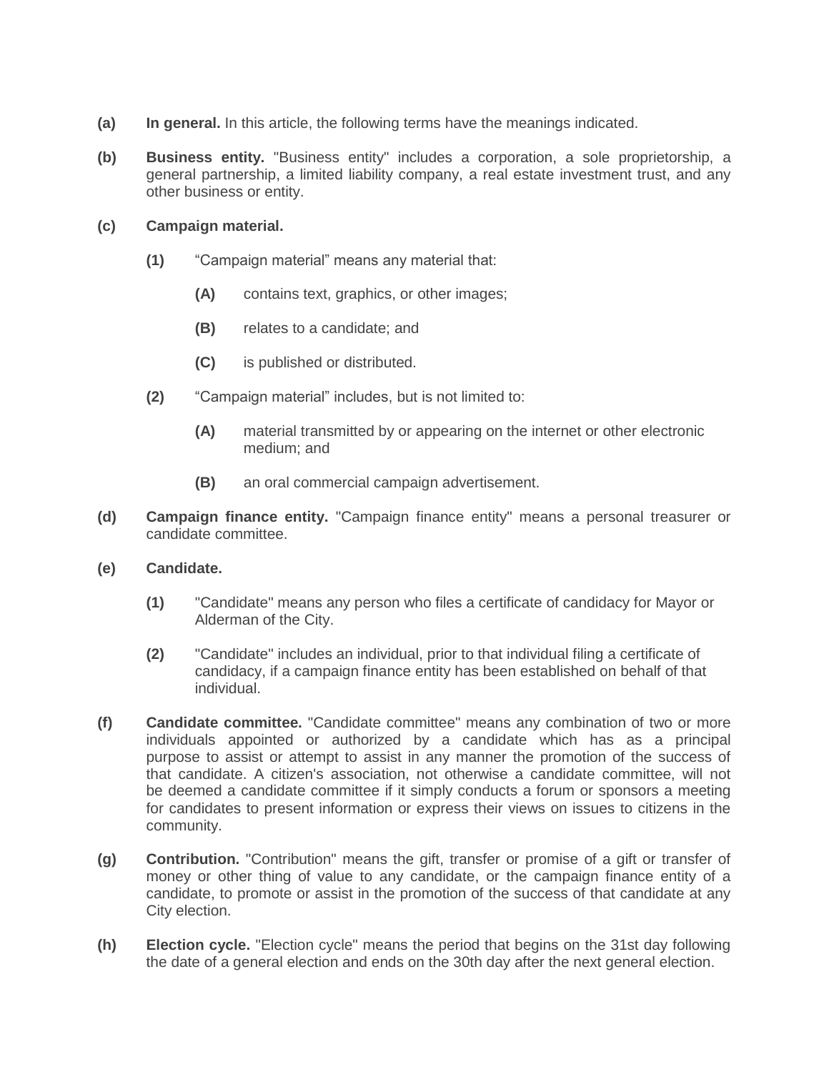**(a)** **In general.** In this article, the following terms have the meanings indicated.

**(b)** **Business entity.** "Business entity" includes a corporation, a sole proprietorship, a general partnership, a limited liability company, a real estate investment trust, and any other business or entity.

**(c)** **Campaign material.**

- **(1)** "Campaign material" means any material that:
  - **(A)** contains text, graphics, or other images;
  - **(B)** relates to a candidate; and
  - **(C)** is published or distributed.
- **(2)** "Campaign material" includes, but is not limited to:
  - **(A)** material transmitted by or appearing on the internet or other electronic medium; and
  - **(B)** an oral commercial campaign advertisement.

**(d)** **Campaign finance entity.** "Campaign finance entity" means a personal treasurer or candidate committee.

**(e)** **Candidate.**

- **(1)** "Candidate" means any person who files a certificate of candidacy for Mayor or Alderman of the City.
- **(2)** "Candidate" includes an individual, prior to that individual filing a certificate of candidacy, if a campaign finance entity has been established on behalf of that individual.

**(f)** **Candidate committee.** "Candidate committee" means any combination of two or more individuals appointed or authorized by a candidate which has as a principal purpose to assist or attempt to assist in any manner the promotion of the success of that candidate. A citizen's association, not otherwise a candidate committee, will not be deemed a candidate committee if it simply conducts a forum or sponsors a meeting for candidates to present information or express their views on issues to citizens in the community.

**(g)** **Contribution.** "Contribution" means the gift, transfer or promise of a gift or transfer of money or other thing of value to any candidate, or the campaign finance entity of a candidate, to promote or assist in the promotion of the success of that candidate at any City election.

**(h)** **Election cycle.** "Election cycle" means the period that begins on the 31st day following the date of a general election and ends on the 30th day after the next general election.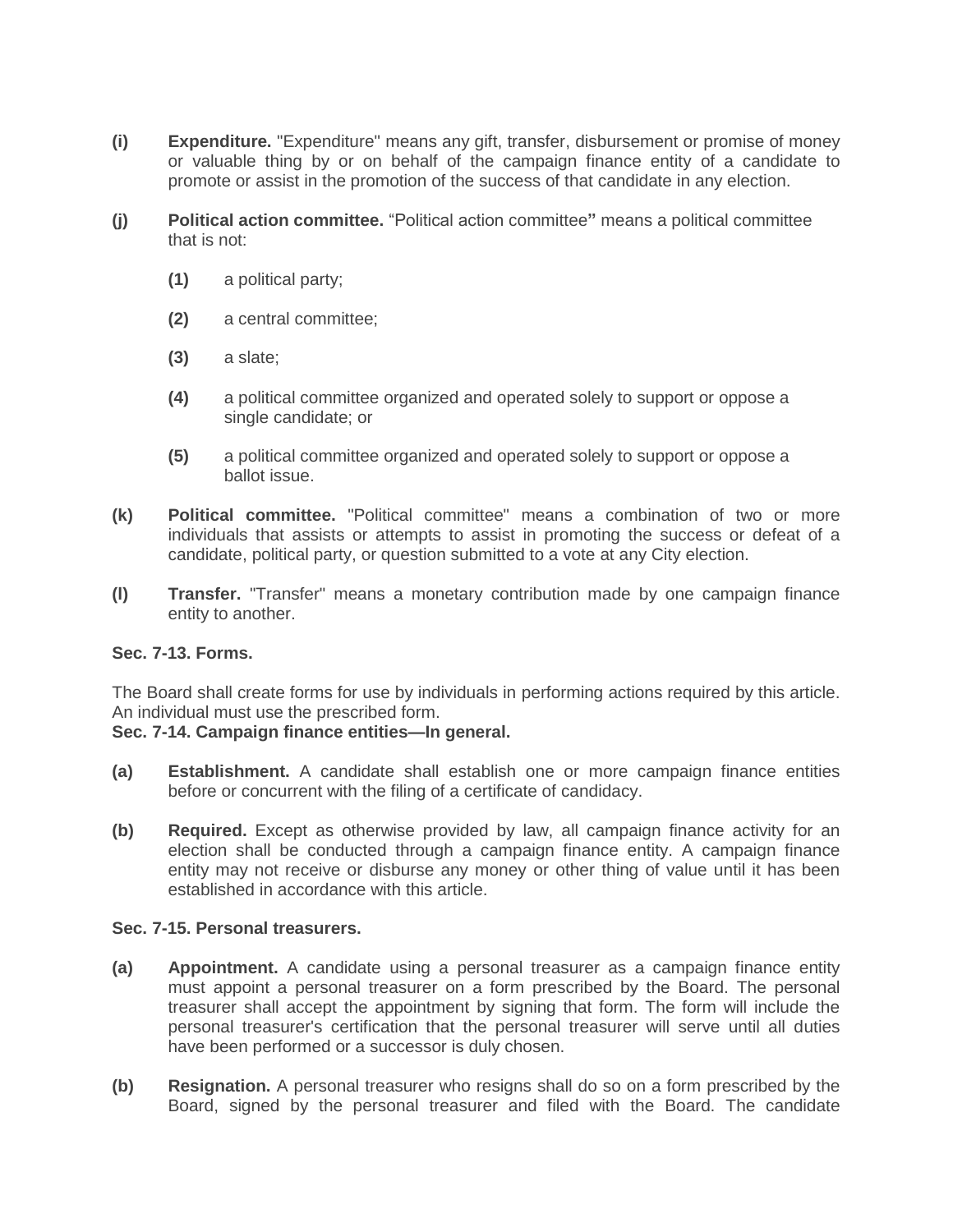**(i)** **Expenditure.** "Expenditure" means any gift, transfer, disbursement or promise of money or valuable thing by or on behalf of the campaign finance entity of a candidate to promote or assist in the promotion of the success of that candidate in any election.

**(j)** **Political action committee.** "Political action committee**"** means a political committee that is not:

- **(1)** a political party;
- **(2)** a central committee;
- **(3)** a slate;
- **(4)** a political committee organized and operated solely to support or oppose a single candidate; or
- **(5)** a political committee organized and operated solely to support or oppose a ballot issue.

**(k)** **Political committee.** "Political committee" means a combination of two or more individuals that assists or attempts to assist in promoting the success or defeat of a candidate, political party, or question submitted to a vote at any City election.

**(l)** **Transfer.** "Transfer" means a monetary contribution made by one campaign finance entity to another.

**Sec. 7-13. Forms.**

The Board shall create forms for use by individuals in performing actions required by this article. An individual must use the prescribed form.

**Sec. 7-14. Campaign finance entities—In general.**

**(a)** **Establishment.** A candidate shall establish one or more campaign finance entities before or concurrent with the filing of a certificate of candidacy.

**(b)** **Required.** Except as otherwise provided by law, all campaign finance activity for an election shall be conducted through a campaign finance entity. A campaign finance entity may not receive or disburse any money or other thing of value until it has been established in accordance with this article.

**Sec. 7-15. Personal treasurers.**

**(a)** **Appointment.** A candidate using a personal treasurer as a campaign finance entity must appoint a personal treasurer on a form prescribed by the Board. The personal treasurer shall accept the appointment by signing that form. The form will include the personal treasurer's certification that the personal treasurer will serve until all duties have been performed or a successor is duly chosen.

**(b)** **Resignation.** A personal treasurer who resigns shall do so on a form prescribed by the Board, signed by the personal treasurer and filed with the Board. The candidate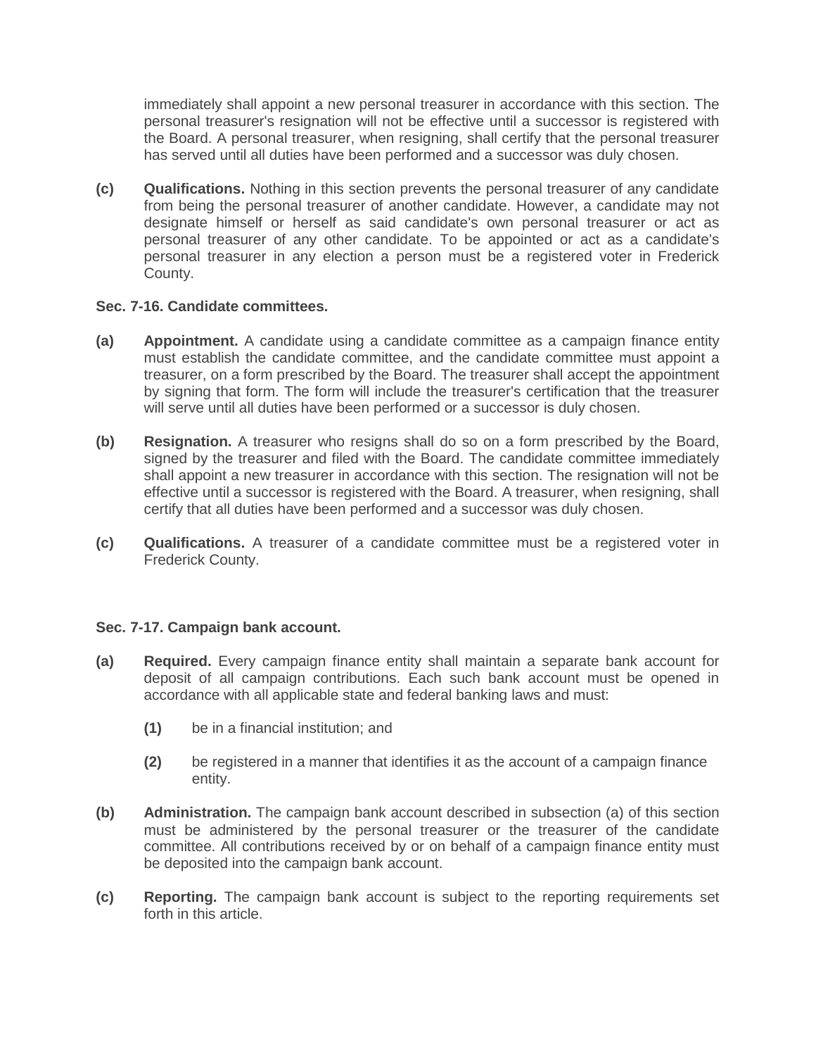immediately shall appoint a new personal treasurer in accordance with this section. The personal treasurer's resignation will not be effective until a successor is registered with the Board. A personal treasurer, when resigning, shall certify that the personal treasurer has served until all duties have been performed and a successor was duly chosen.

**(c)** **Qualifications.** Nothing in this section prevents the personal treasurer of any candidate from being the personal treasurer of another candidate. However, a candidate may not designate himself or herself as said candidate's own personal treasurer or act as personal treasurer of any other candidate. To be appointed or act as a candidate's personal treasurer in any election a person must be a registered voter in Frederick County.

**Sec. 7-16. Candidate committees.**

**(a)** **Appointment.** A candidate using a candidate committee as a campaign finance entity must establish the candidate committee, and the candidate committee must appoint a treasurer, on a form prescribed by the Board. The treasurer shall accept the appointment by signing that form. The form will include the treasurer's certification that the treasurer will serve until all duties have been performed or a successor is duly chosen.

**(b)** **Resignation.** A treasurer who resigns shall do so on a form prescribed by the Board, signed by the treasurer and filed with the Board. The candidate committee immediately shall appoint a new treasurer in accordance with this section. The resignation will not be effective until a successor is registered with the Board. A treasurer, when resigning, shall certify that all duties have been performed and a successor was duly chosen.

**(c)** **Qualifications.** A treasurer of a candidate committee must be a registered voter in Frederick County.

**Sec. 7-17. Campaign bank account.**

**(a)** **Required.** Every campaign finance entity shall maintain a separate bank account for deposit of all campaign contributions. Each such bank account must be opened in accordance with all applicable state and federal banking laws and must:

- **(1)** be in a financial institution; and
- **(2)** be registered in a manner that identifies it as the account of a campaign finance entity.

**(b)** **Administration.** The campaign bank account described in subsection (a) of this section must be administered by the personal treasurer or the treasurer of the candidate committee. All contributions received by or on behalf of a campaign finance entity must be deposited into the campaign bank account.

**(c)** **Reporting.** The campaign bank account is subject to the reporting requirements set forth in this article.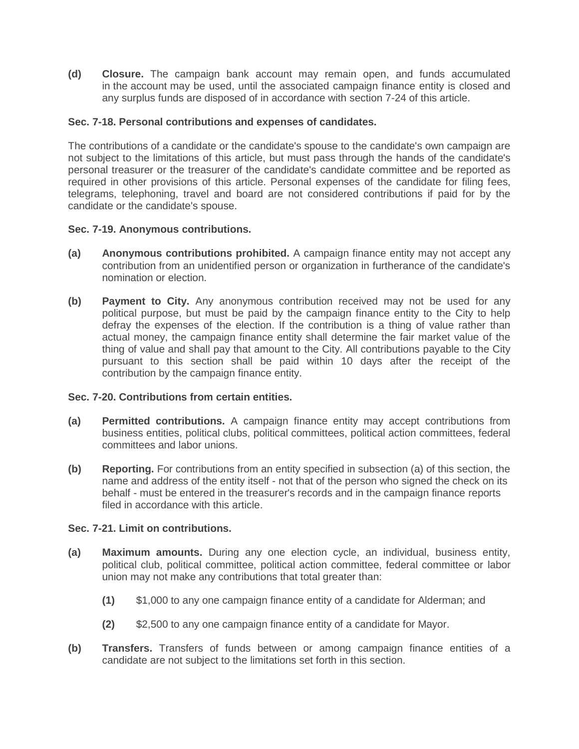**(d)** **Closure.** The campaign bank account may remain open, and funds accumulated in the account may be used, until the associated campaign finance entity is closed and any surplus funds are disposed of in accordance with section 7-24 of this article.

**Sec. 7-18. Personal contributions and expenses of candidates.**

The contributions of a candidate or the candidate's spouse to the candidate's own campaign are not subject to the limitations of this article, but must pass through the hands of the candidate's personal treasurer or the treasurer of the candidate's candidate committee and be reported as required in other provisions of this article. Personal expenses of the candidate for filing fees, telegrams, telephoning, travel and board are not considered contributions if paid for by the candidate or the candidate's spouse.

**Sec. 7-19. Anonymous contributions.**

**(a)** **Anonymous contributions prohibited.** A campaign finance entity may not accept any contribution from an unidentified person or organization in furtherance of the candidate's nomination or election.

**(b)** **Payment to City.** Any anonymous contribution received may not be used for any political purpose, but must be paid by the campaign finance entity to the City to help defray the expenses of the election. If the contribution is a thing of value rather than actual money, the campaign finance entity shall determine the fair market value of the thing of value and shall pay that amount to the City. All contributions payable to the City pursuant to this section shall be paid within 10 days after the receipt of the contribution by the campaign finance entity.

**Sec. 7-20. Contributions from certain entities.**

**(a)** **Permitted contributions.** A campaign finance entity may accept contributions from business entities, political clubs, political committees, political action committees, federal committees and labor unions.

**(b)** **Reporting.** For contributions from an entity specified in subsection (a) of this section, the name and address of the entity itself - not that of the person who signed the check on its behalf - must be entered in the treasurer's records and in the campaign finance reports filed in accordance with this article.

**Sec. 7-21. Limit on contributions.**

**(a)** **Maximum amounts.** During any one election cycle, an individual, business entity, political club, political committee, political action committee, federal committee or labor union may not make any contributions that total greater than:

**(1)** $1,000 to any one campaign finance entity of a candidate for Alderman; and

**(2)** $2,500 to any one campaign finance entity of a candidate for Mayor.

**(b)** **Transfers.** Transfers of funds between or among campaign finance entities of a candidate are not subject to the limitations set forth in this section.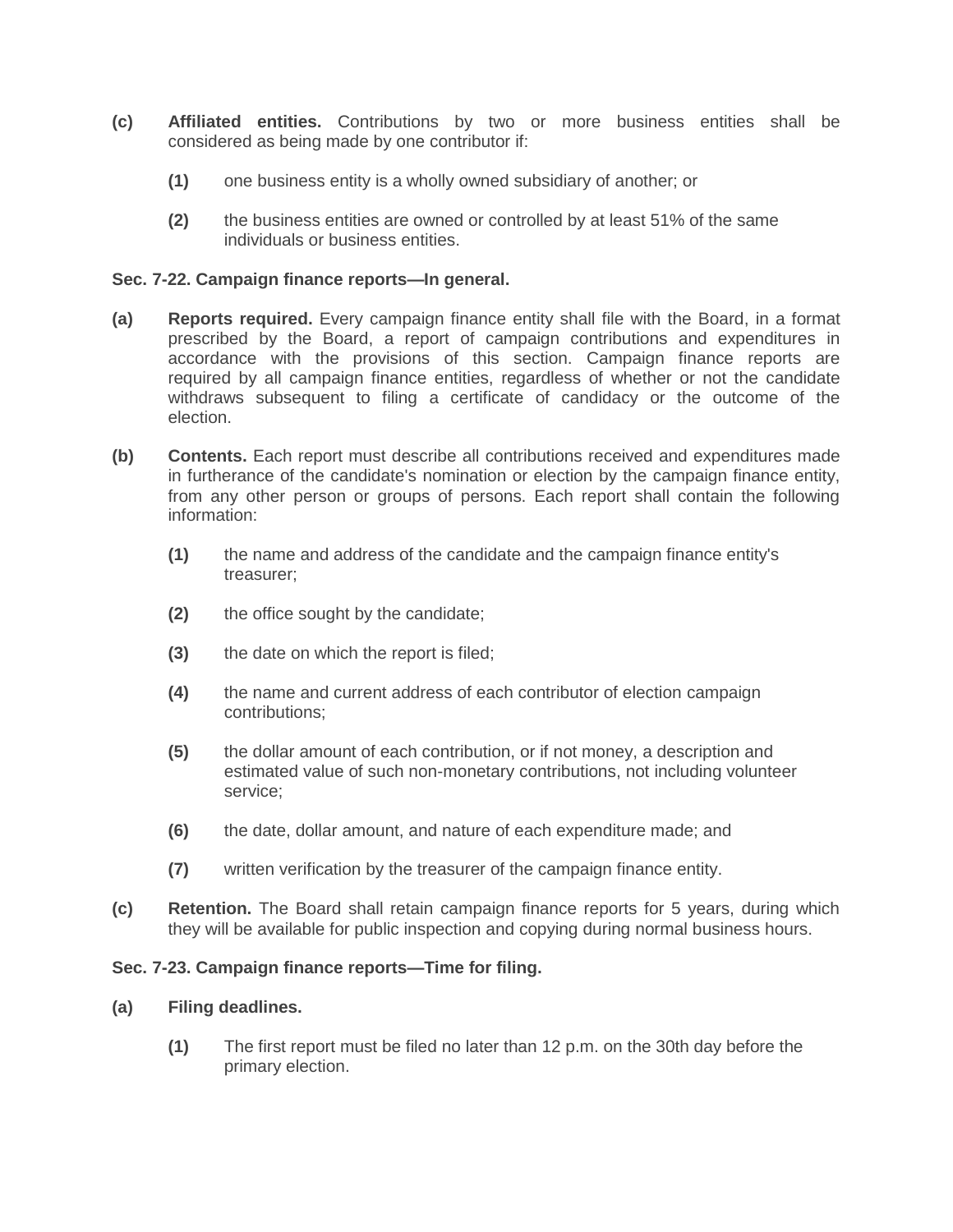**(c)** **Affiliated entities.** Contributions by two or more business entities shall be considered as being made by one contributor if:

**(1)** one business entity is a wholly owned subsidiary of another; or

**(2)** the business entities are owned or controlled by at least 51% of the same individuals or business entities.

### Sec. 7-22. Campaign finance reports—In general.

**(a)** **Reports required.** Every campaign finance entity shall file with the Board, in a format prescribed by the Board, a report of campaign contributions and expenditures in accordance with the provisions of this section. Campaign finance reports are required by all campaign finance entities, regardless of whether or not the candidate withdraws subsequent to filing a certificate of candidacy or the outcome of the election.

**(b)** **Contents.** Each report must describe all contributions received and expenditures made in furtherance of the candidate's nomination or election by the campaign finance entity, from any other person or groups of persons. Each report shall contain the following information:

**(1)** the name and address of the candidate and the campaign finance entity's treasurer;

**(2)** the office sought by the candidate;

**(3)** the date on which the report is filed;

**(4)** the name and current address of each contributor of election campaign contributions;

**(5)** the dollar amount of each contribution, or if not money, a description and estimated value of such non-monetary contributions, not including volunteer service;

**(6)** the date, dollar amount, and nature of each expenditure made; and

**(7)** written verification by the treasurer of the campaign finance entity.

**(c)** **Retention.** The Board shall retain campaign finance reports for 5 years, during which they will be available for public inspection and copying during normal business hours.

### Sec. 7-23. Campaign finance reports—Time for filing.

**(a)** **Filing deadlines.**

**(1)** The first report must be filed no later than 12 p.m. on the 30th day before the primary election.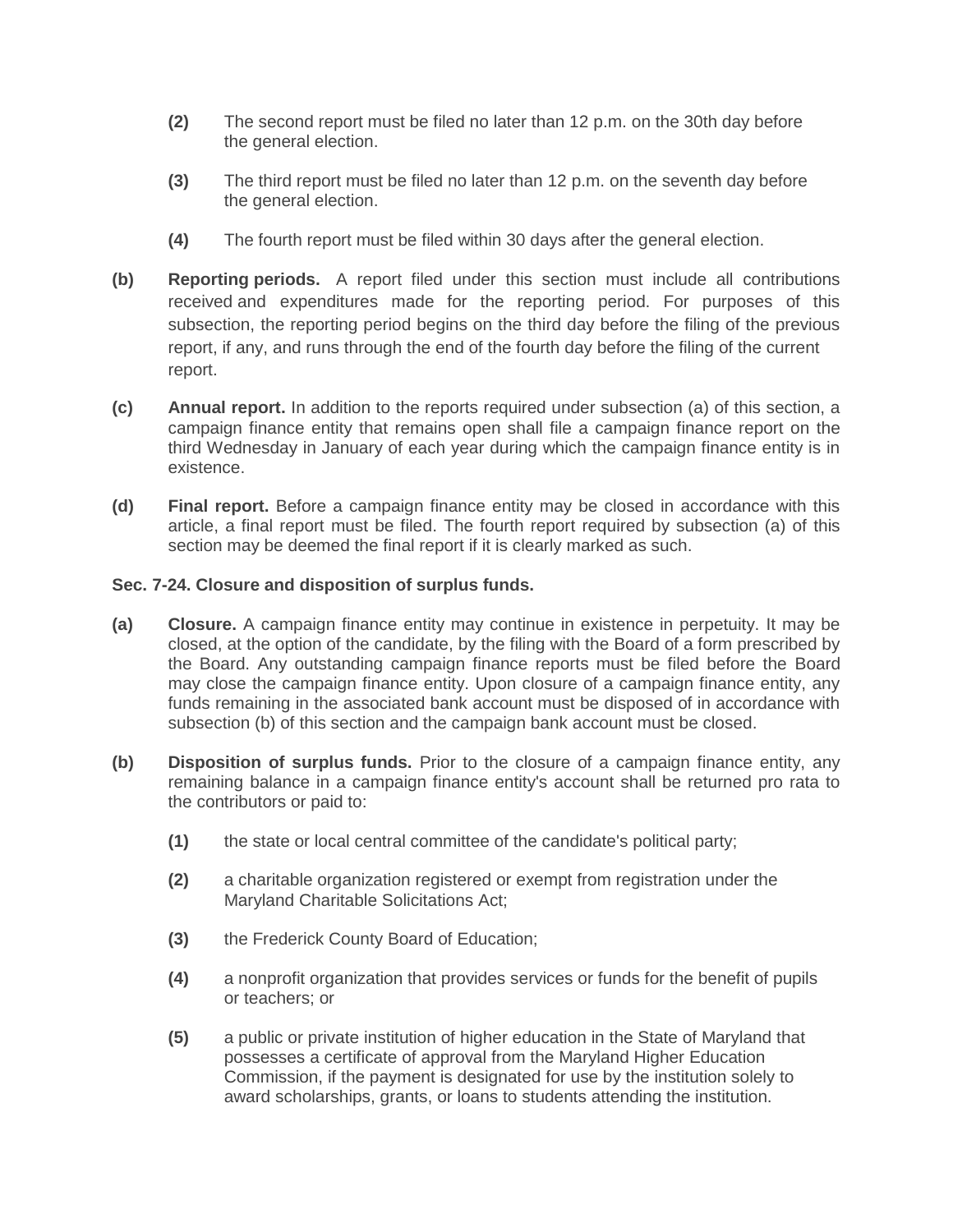**(2)** The second report must be filed no later than 12 p.m. on the 30th day before the general election.

**(3)** The third report must be filed no later than 12 p.m. on the seventh day before the general election.

**(4)** The fourth report must be filed within 30 days after the general election.

**(b)** **Reporting periods.** A report filed under this section must include all contributions received and expenditures made for the reporting period. For purposes of this subsection, the reporting period begins on the third day before the filing of the previous report, if any, and runs through the end of the fourth day before the filing of the current report.

**(c)** **Annual report.** In addition to the reports required under subsection (a) of this section, a campaign finance entity that remains open shall file a campaign finance report on the third Wednesday in January of each year during which the campaign finance entity is in existence.

**(d)** **Final report.** Before a campaign finance entity may be closed in accordance with this article, a final report must be filed. The fourth report required by subsection (a) of this section may be deemed the final report if it is clearly marked as such.

**Sec. 7-24. Closure and disposition of surplus funds.**

**(a)** **Closure.** A campaign finance entity may continue in existence in perpetuity. It may be closed, at the option of the candidate, by the filing with the Board of a form prescribed by the Board. Any outstanding campaign finance reports must be filed before the Board may close the campaign finance entity. Upon closure of a campaign finance entity, any funds remaining in the associated bank account must be disposed of in accordance with subsection (b) of this section and the campaign bank account must be closed.

**(b)** **Disposition of surplus funds.** Prior to the closure of a campaign finance entity, any remaining balance in a campaign finance entity's account shall be returned pro rata to the contributors or paid to:

**(1)** the state or local central committee of the candidate's political party;

**(2)** a charitable organization registered or exempt from registration under the Maryland Charitable Solicitations Act;

**(3)** the Frederick County Board of Education;

**(4)** a nonprofit organization that provides services or funds for the benefit of pupils or teachers; or

**(5)** a public or private institution of higher education in the State of Maryland that possesses a certificate of approval from the Maryland Higher Education Commission, if the payment is designated for use by the institution solely to award scholarships, grants, or loans to students attending the institution.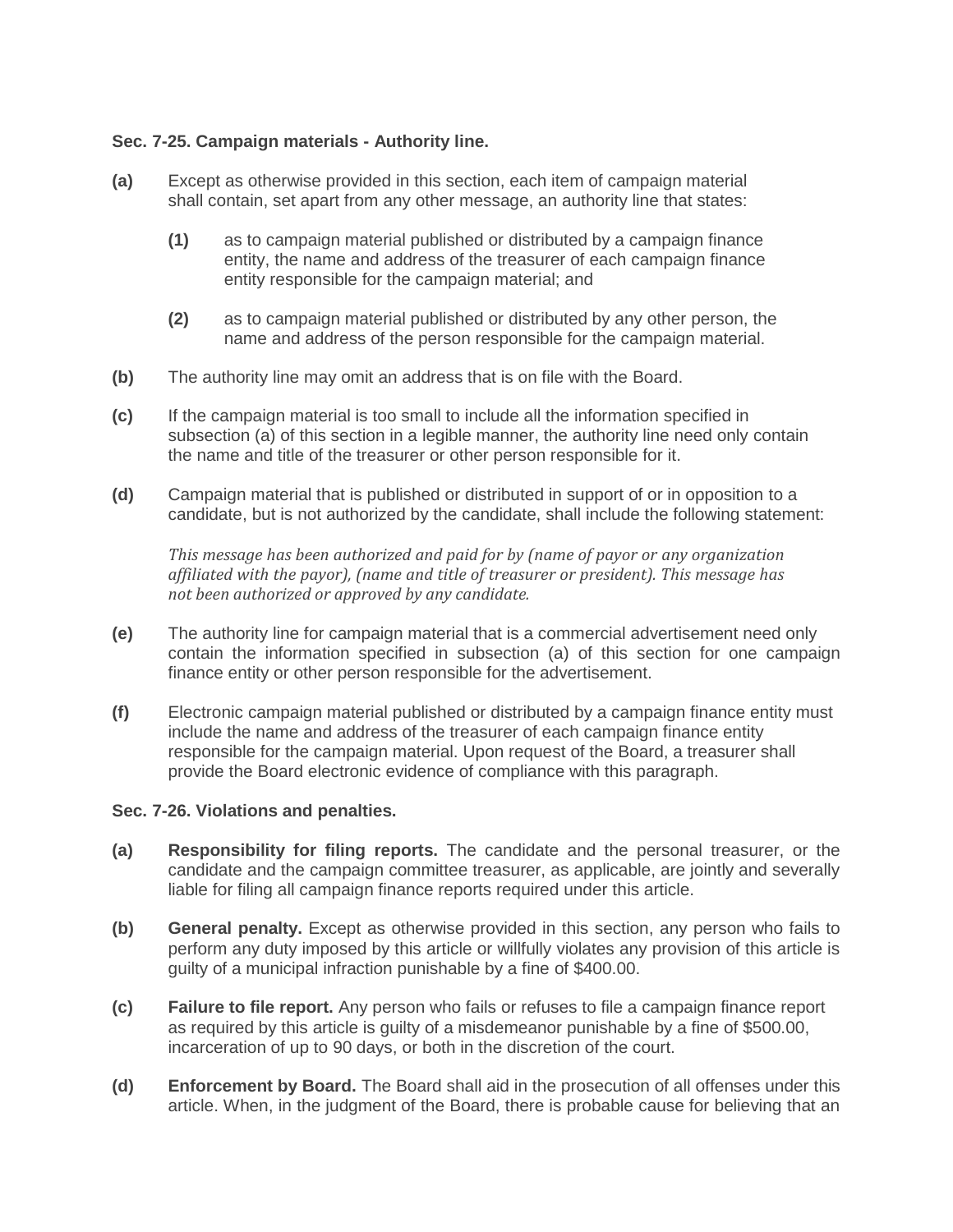**Sec. 7-25. Campaign materials - Authority line.**

**(a)** Except as otherwise provided in this section, each item of campaign material shall contain, set apart from any other message, an authority line that states:

**(1)** as to campaign material published or distributed by a campaign finance entity, the name and address of the treasurer of each campaign finance entity responsible for the campaign material; and

**(2)** as to campaign material published or distributed by any other person, the name and address of the person responsible for the campaign material.

**(b)** The authority line may omit an address that is on file with the Board.

**(c)** If the campaign material is too small to include all the information specified in subsection (a) of this section in a legible manner, the authority line need only contain the name and title of the treasurer or other person responsible for it.

**(d)** Campaign material that is published or distributed in support of or in opposition to a candidate, but is not authorized by the candidate, shall include the following statement:

*This message has been authorized and paid for by (name of payor or any organization affiliated with the payor), (name and title of treasurer or president). This message has not been authorized or approved by any candidate.*

**(e)** The authority line for campaign material that is a commercial advertisement need only contain the information specified in subsection (a) of this section for one campaign finance entity or other person responsible for the advertisement.

**(f)** Electronic campaign material published or distributed by a campaign finance entity must include the name and address of the treasurer of each campaign finance entity responsible for the campaign material. Upon request of the Board, a treasurer shall provide the Board electronic evidence of compliance with this paragraph.

**Sec. 7-26. Violations and penalties.**

**(a)** **Responsibility for filing reports.** The candidate and the personal treasurer, or the candidate and the campaign committee treasurer, as applicable, are jointly and severally liable for filing all campaign finance reports required under this article.

**(b)** **General penalty.** Except as otherwise provided in this section, any person who fails to perform any duty imposed by this article or willfully violates any provision of this article is guilty of a municipal infraction punishable by a fine of $400.00.

**(c)** **Failure to file report.** Any person who fails or refuses to file a campaign finance report as required by this article is guilty of a misdemeanor punishable by a fine of $500.00, incarceration of up to 90 days, or both in the discretion of the court.

**(d)** **Enforcement by Board.** The Board shall aid in the prosecution of all offenses under this article. When, in the judgment of the Board, there is probable cause for believing that an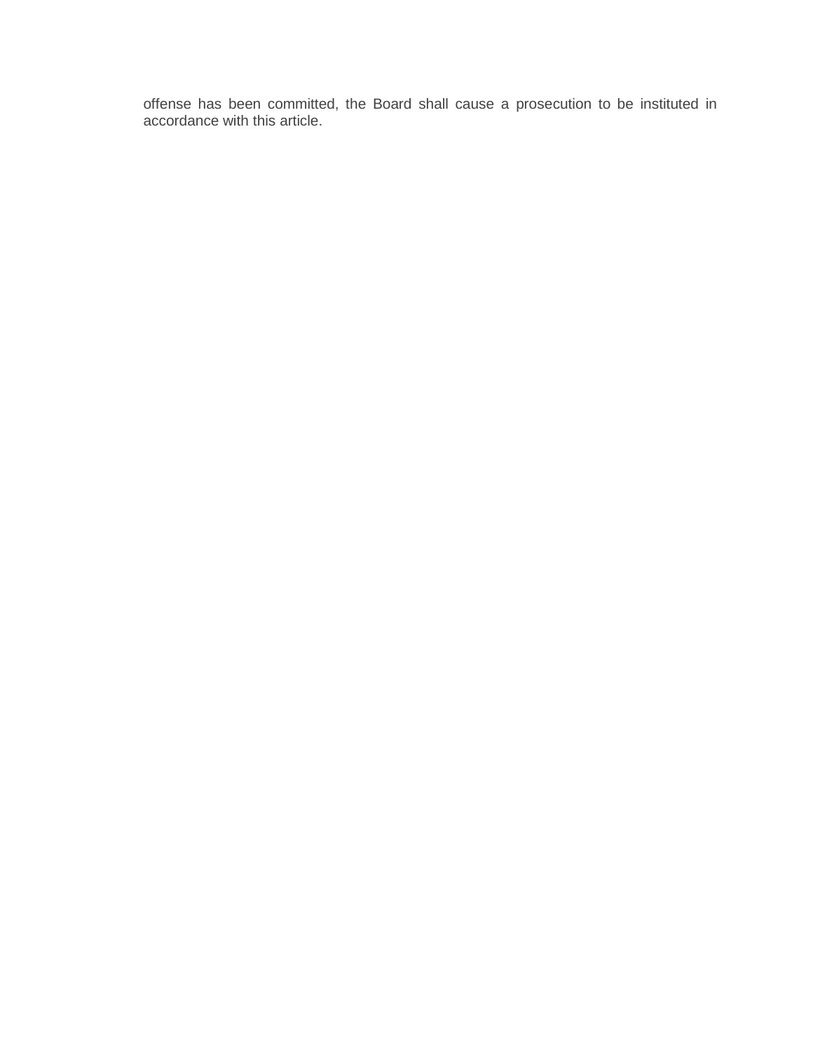offense has been committed, the Board shall cause a prosecution to be instituted in accordance with this article.